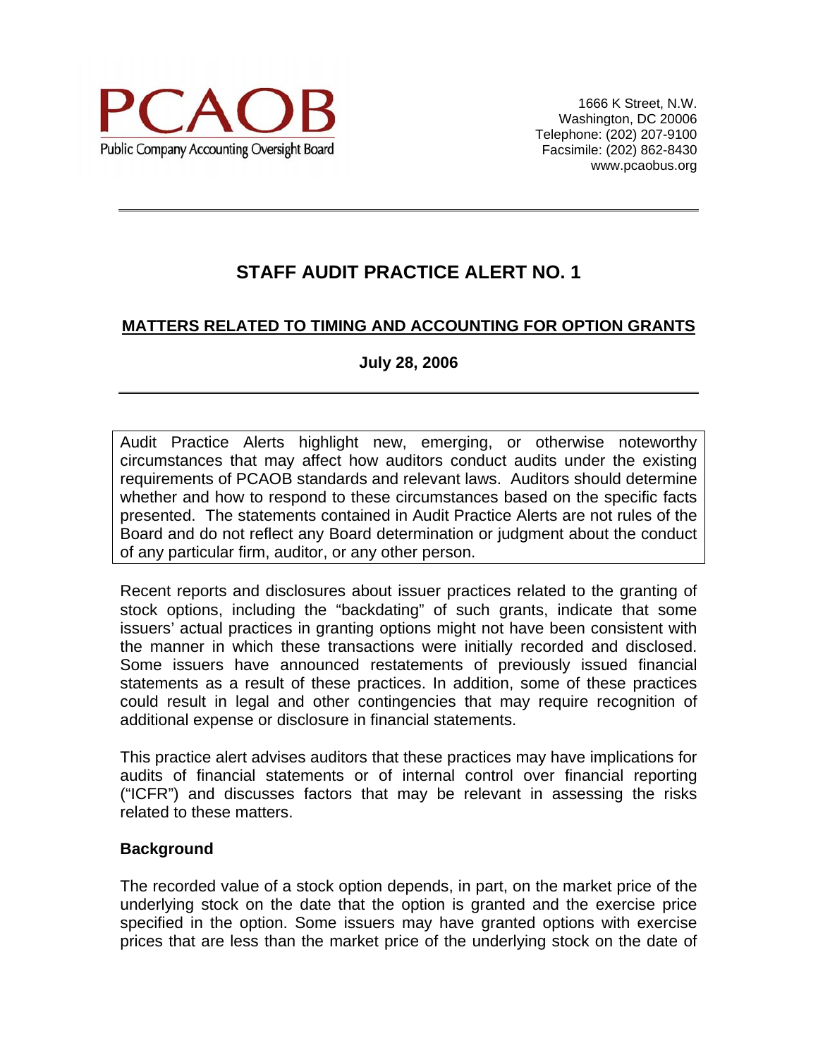# PCAOB

Public Company Accounting Oversight Board

1666 K Street, N.W.
Washington, DC 20006
Telephone: (202) 207-9100
Facsimile: (202) 862-8430
www.pcaobus.org

---

## STAFF AUDIT PRACTICE ALERT NO. 1

### MATTERS RELATED TO TIMING AND ACCOUNTING FOR OPTION GRANTS

**July 28, 2006**

---

Audit Practice Alerts highlight new, emerging, or otherwise noteworthy circumstances that may affect how auditors conduct audits under the existing requirements of PCAOB standards and relevant laws. Auditors should determine whether and how to respond to these circumstances based on the specific facts presented. The statements contained in Audit Practice Alerts are not rules of the Board and do not reflect any Board determination or judgment about the conduct of any particular firm, auditor, or any other person.

Recent reports and disclosures about issuer practices related to the granting of stock options, including the "backdating" of such grants, indicate that some issuers' actual practices in granting options might not have been consistent with the manner in which these transactions were initially recorded and disclosed. Some issuers have announced restatements of previously issued financial statements as a result of these practices. In addition, some of these practices could result in legal and other contingencies that may require recognition of additional expense or disclosure in financial statements.

This practice alert advises auditors that these practices may have implications for audits of financial statements or of internal control over financial reporting ("ICFR") and discusses factors that may be relevant in assessing the risks related to these matters.

**Background**

The recorded value of a stock option depends, in part, on the market price of the underlying stock on the date that the option is granted and the exercise price specified in the option. Some issuers may have granted options with exercise prices that are less than the market price of the underlying stock on the date of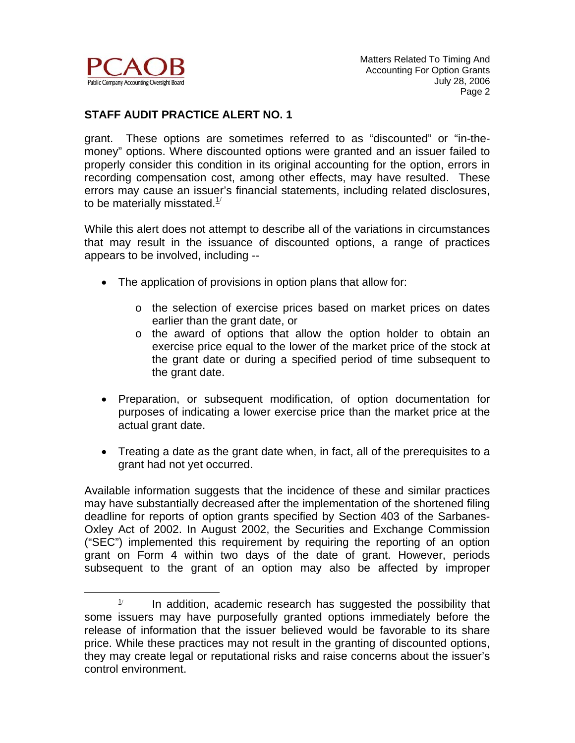**STAFF AUDIT PRACTICE ALERT NO. 1**

grant. These options are sometimes referred to as "discounted" or "in-the-money" options. Where discounted options were granted and an issuer failed to properly consider this condition in its original accounting for the option, errors in recording compensation cost, among other effects, may have resulted. These errors may cause an issuer's financial statements, including related disclosures, to be materially misstated.[1/]

While this alert does not attempt to describe all of the variations in circumstances that may result in the issuance of discounted options, a range of practices appears to be involved, including --

- The application of provisions in option plans that allow for:
  - the selection of exercise prices based on market prices on dates earlier than the grant date, or
  - the award of options that allow the option holder to obtain an exercise price equal to the lower of the market price of the stock at the grant date or during a specified period of time subsequent to the grant date.
- Preparation, or subsequent modification, of option documentation for purposes of indicating a lower exercise price than the market price at the actual grant date.
- Treating a date as the grant date when, in fact, all of the prerequisites to a grant had not yet occurred.

Available information suggests that the incidence of these and similar practices may have substantially decreased after the implementation of the shortened filing deadline for reports of option grants specified by Section 403 of the Sarbanes-Oxley Act of 2002. In August 2002, the Securities and Exchange Commission ("SEC") implemented this requirement by requiring the reporting of an option grant on Form 4 within two days of the date of grant. However, periods subsequent to the grant of an option may also be affected by improper

---

[1/] In addition, academic research has suggested the possibility that some issuers may have purposefully granted options immediately before the release of information that the issuer believed would be favorable to its share price. While these practices may not result in the granting of discounted options, they may create legal or reputational risks and raise concerns about the issuer's control environment.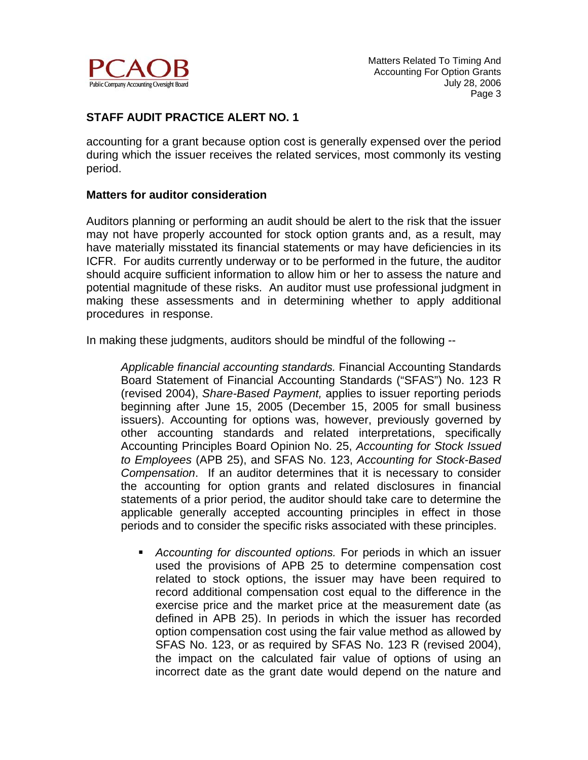accounting for a grant because option cost is generally expensed over the period during which the issuer receives the related services, most commonly its vesting period.

**Matters for auditor consideration**

Auditors planning or performing an audit should be alert to the risk that the issuer may not have properly accounted for stock option grants and, as a result, may have materially misstated its financial statements or may have deficiencies in its ICFR. For audits currently underway or to be performed in the future, the auditor should acquire sufficient information to allow him or her to assess the nature and potential magnitude of these risks. An auditor must use professional judgment in making these assessments and in determining whether to apply additional procedures in response.

In making these judgments, auditors should be mindful of the following --

> *Applicable financial accounting standards.* Financial Accounting Standards Board Statement of Financial Accounting Standards ("SFAS") No. 123 R (revised 2004), *Share-Based Payment,* applies to issuer reporting periods beginning after June 15, 2005 (December 15, 2005 for small business issuers). Accounting for options was, however, previously governed by other accounting standards and related interpretations, specifically Accounting Principles Board Opinion No. 25, *Accounting for Stock Issued to Employees* (APB 25), and SFAS No. 123, *Accounting for Stock-Based Compensation*. If an auditor determines that it is necessary to consider the accounting for option grants and related disclosures in financial statements of a prior period, the auditor should take care to determine the applicable generally accepted accounting principles in effect in those periods and to consider the specific risks associated with these principles.
>
> - *Accounting for discounted options.* For periods in which an issuer used the provisions of APB 25 to determine compensation cost related to stock options, the issuer may have been required to record additional compensation cost equal to the difference in the exercise price and the market price at the measurement date (as defined in APB 25). In periods in which the issuer has recorded option compensation cost using the fair value method as allowed by SFAS No. 123, or as required by SFAS No. 123 R (revised 2004), the impact on the calculated fair value of options of using an incorrect date as the grant date would depend on the nature and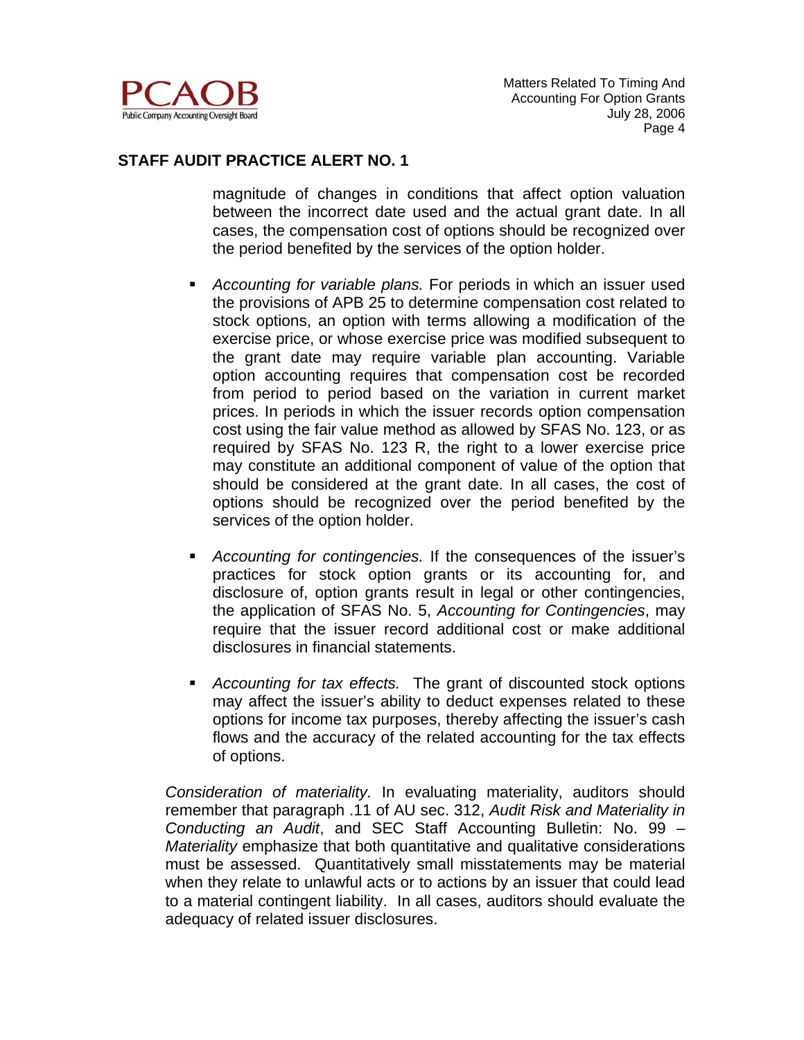magnitude of changes in conditions that affect option valuation between the incorrect date used and the actual grant date. In all cases, the compensation cost of options should be recognized over the period benefited by the services of the option holder.

- *Accounting for variable plans.* For periods in which an issuer used the provisions of APB 25 to determine compensation cost related to stock options, an option with terms allowing a modification of the exercise price, or whose exercise price was modified subsequent to the grant date may require variable plan accounting. Variable option accounting requires that compensation cost be recorded from period to period based on the variation in current market prices. In periods in which the issuer records option compensation cost using the fair value method as allowed by SFAS No. 123, or as required by SFAS No. 123 R, the right to a lower exercise price may constitute an additional component of value of the option that should be considered at the grant date. In all cases, the cost of options should be recognized over the period benefited by the services of the option holder.

- *Accounting for contingencies.* If the consequences of the issuer's practices for stock option grants or its accounting for, and disclosure of, option grants result in legal or other contingencies, the application of SFAS No. 5, *Accounting for Contingencies*, may require that the issuer record additional cost or make additional disclosures in financial statements.

- *Accounting for tax effects.* The grant of discounted stock options may affect the issuer's ability to deduct expenses related to these options for income tax purposes, thereby affecting the issuer's cash flows and the accuracy of the related accounting for the tax effects of options.

*Consideration of materiality.* In evaluating materiality, auditors should remember that paragraph .11 of AU sec. 312, *Audit Risk and Materiality in Conducting an Audit*, and SEC Staff Accounting Bulletin: No. 99 – *Materiality* emphasize that both quantitative and qualitative considerations must be assessed. Quantitatively small misstatements may be material when they relate to unlawful acts or to actions by an issuer that could lead to a material contingent liability. In all cases, auditors should evaluate the adequacy of related issuer disclosures.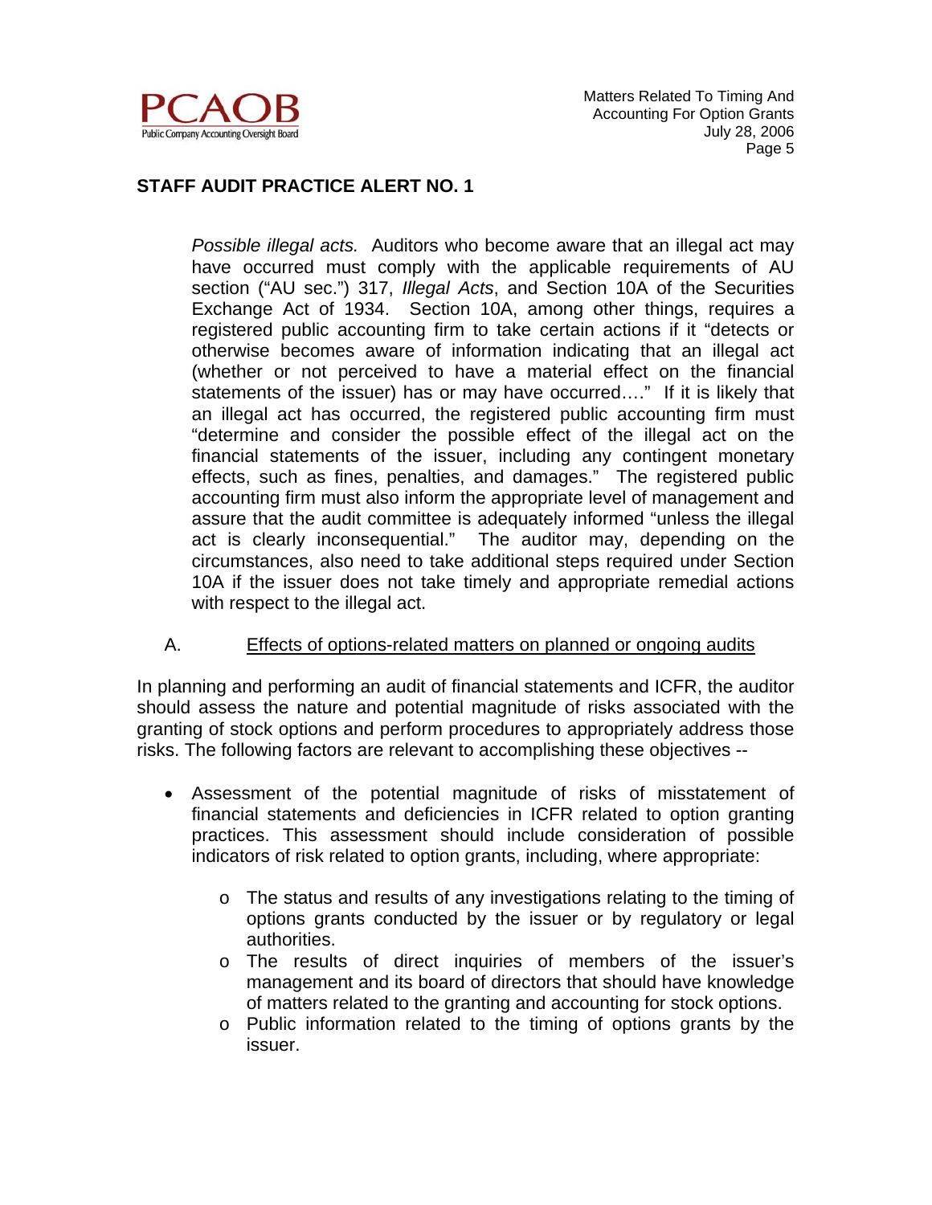*Possible illegal acts.* Auditors who become aware that an illegal act may have occurred must comply with the applicable requirements of AU section ("AU sec.") 317, *Illegal Acts*, and Section 10A of the Securities Exchange Act of 1934. Section 10A, among other things, requires a registered public accounting firm to take certain actions if it "detects or otherwise becomes aware of information indicating that an illegal act (whether or not perceived to have a material effect on the financial statements of the issuer) has or may have occurred…." If it is likely that an illegal act has occurred, the registered public accounting firm must "determine and consider the possible effect of the illegal act on the financial statements of the issuer, including any contingent monetary effects, such as fines, penalties, and damages." The registered public accounting firm must also inform the appropriate level of management and assure that the audit committee is adequately informed "unless the illegal act is clearly inconsequential." The auditor may, depending on the circumstances, also need to take additional steps required under Section 10A if the issuer does not take timely and appropriate remedial actions with respect to the illegal act.

## A. Effects of options-related matters on planned or ongoing audits

In planning and performing an audit of financial statements and ICFR, the auditor should assess the nature and potential magnitude of risks associated with the granting of stock options and perform procedures to appropriately address those risks. The following factors are relevant to accomplishing these objectives --

- Assessment of the potential magnitude of risks of misstatement of financial statements and deficiencies in ICFR related to option granting practices. This assessment should include consideration of possible indicators of risk related to option grants, including, where appropriate:
  - The status and results of any investigations relating to the timing of options grants conducted by the issuer or by regulatory or legal authorities.
  - The results of direct inquiries of members of the issuer's management and its board of directors that should have knowledge of matters related to the granting and accounting for stock options.
  - Public information related to the timing of options grants by the issuer.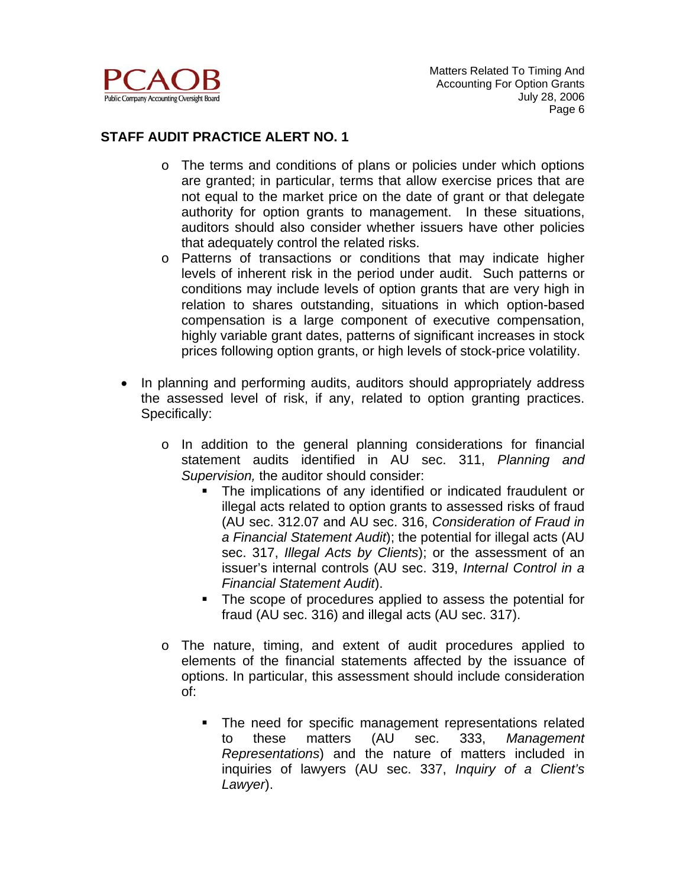## STAFF AUDIT PRACTICE ALERT NO. 1

- The terms and conditions of plans or policies under which options are granted; in particular, terms that allow exercise prices that are not equal to the market price on the date of grant or that delegate authority for option grants to management. In these situations, auditors should also consider whether issuers have other policies that adequately control the related risks.
- Patterns of transactions or conditions that may indicate higher levels of inherent risk in the period under audit. Such patterns or conditions may include levels of option grants that are very high in relation to shares outstanding, situations in which option-based compensation is a large component of executive compensation, highly variable grant dates, patterns of significant increases in stock prices following option grants, or high levels of stock-price volatility.

- In planning and performing audits, auditors should appropriately address the assessed level of risk, if any, related to option granting practices. Specifically:

  - In addition to the general planning considerations for financial statement audits identified in AU sec. 311, *Planning and Supervision,* the auditor should consider:
    - The implications of any identified or indicated fraudulent or illegal acts related to option grants to assessed risks of fraud (AU sec. 312.07 and AU sec. 316, *Consideration of Fraud in a Financial Statement Audit*); the potential for illegal acts (AU sec. 317, *Illegal Acts by Clients*); or the assessment of an issuer's internal controls (AU sec. 319, *Internal Control in a Financial Statement Audit*).
    - The scope of procedures applied to assess the potential for fraud (AU sec. 316) and illegal acts (AU sec. 317).

  - The nature, timing, and extent of audit procedures applied to elements of the financial statements affected by the issuance of options. In particular, this assessment should include consideration of:

    - The need for specific management representations related to these matters (AU sec. 333, *Management Representations*) and the nature of matters included in inquiries of lawyers (AU sec. 337, *Inquiry of a Client's Lawyer*).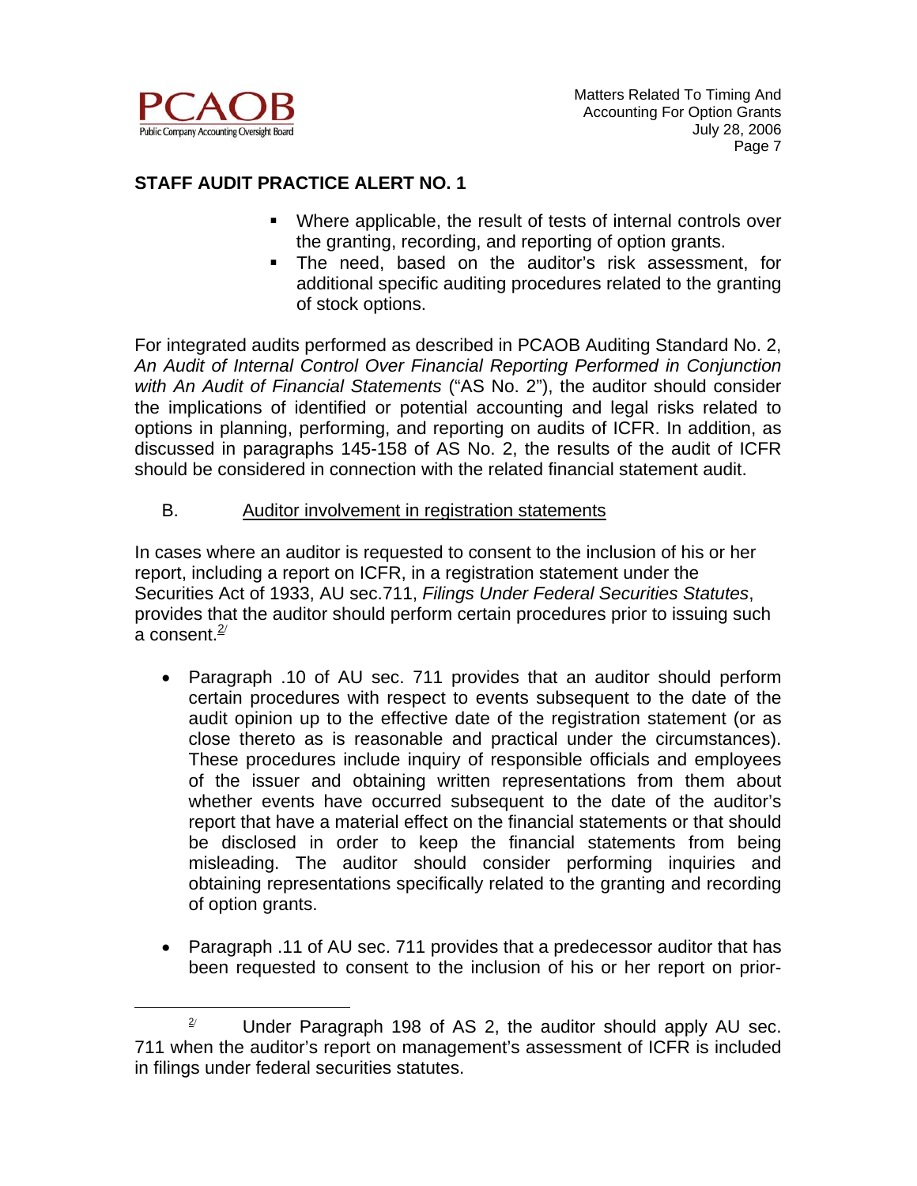## STAFF AUDIT PRACTICE ALERT NO. 1

- Where applicable, the result of tests of internal controls over the granting, recording, and reporting of option grants.
- The need, based on the auditor's risk assessment, for additional specific auditing procedures related to the granting of stock options.

For integrated audits performed as described in PCAOB Auditing Standard No. 2, *An Audit of Internal Control Over Financial Reporting Performed in Conjunction with An Audit of Financial Statements* ("AS No. 2"), the auditor should consider the implications of identified or potential accounting and legal risks related to options in planning, performing, and reporting on audits of ICFR. In addition, as discussed in paragraphs 145-158 of AS No. 2, the results of the audit of ICFR should be considered in connection with the related financial statement audit.

B. Auditor involvement in registration statements

In cases where an auditor is requested to consent to the inclusion of his or her report, including a report on ICFR, in a registration statement under the Securities Act of 1933, AU sec.711, *Filings Under Federal Securities Statutes*, provides that the auditor should perform certain procedures prior to issuing such a consent.[2]

- Paragraph .10 of AU sec. 711 provides that an auditor should perform certain procedures with respect to events subsequent to the date of the audit opinion up to the effective date of the registration statement (or as close thereto as is reasonable and practical under the circumstances). These procedures include inquiry of responsible officials and employees of the issuer and obtaining written representations from them about whether events have occurred subsequent to the date of the auditor's report that have a material effect on the financial statements or that should be disclosed in order to keep the financial statements from being misleading. The auditor should consider performing inquiries and obtaining representations specifically related to the granting and recording of option grants.

- Paragraph .11 of AU sec. 711 provides that a predecessor auditor that has been requested to consent to the inclusion of his or her report on prior-

---

[2] Under Paragraph 198 of AS 2, the auditor should apply AU sec. 711 when the auditor's report on management's assessment of ICFR is included in filings under federal securities statutes.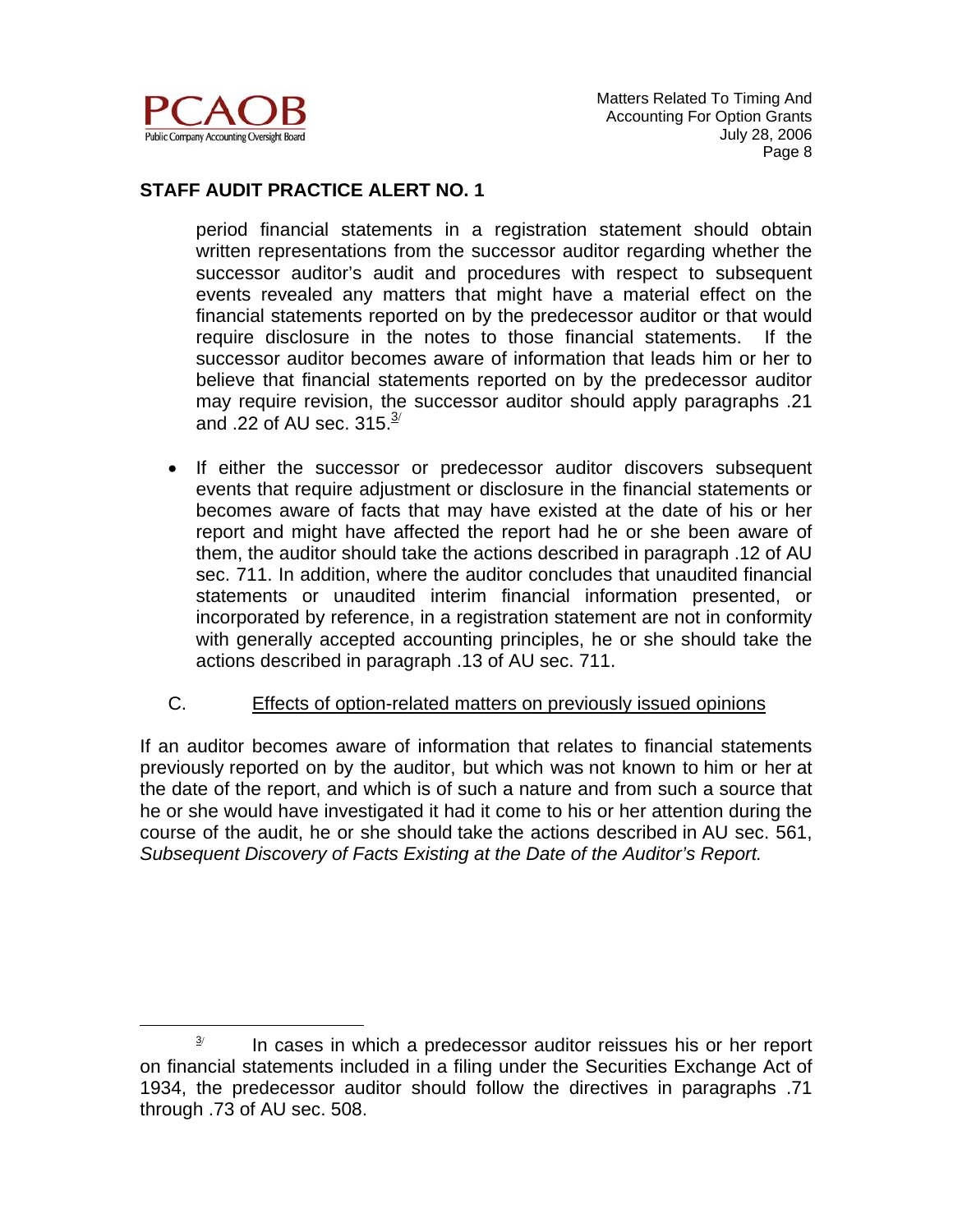period financial statements in a registration statement should obtain written representations from the successor auditor regarding whether the successor auditor's audit and procedures with respect to subsequent events revealed any matters that might have a material effect on the financial statements reported on by the predecessor auditor or that would require disclosure in the notes to those financial statements. If the successor auditor becomes aware of information that leads him or her to believe that financial statements reported on by the predecessor auditor may require revision, the successor auditor should apply paragraphs .21 and .22 of AU sec. 315.[3/]

- If either the successor or predecessor auditor discovers subsequent events that require adjustment or disclosure in the financial statements or becomes aware of facts that may have existed at the date of his or her report and might have affected the report had he or she been aware of them, the auditor should take the actions described in paragraph .12 of AU sec. 711. In addition, where the auditor concludes that unaudited financial statements or unaudited interim financial information presented, or incorporated by reference, in a registration statement are not in conformity with generally accepted accounting principles, he or she should take the actions described in paragraph .13 of AU sec. 711.

C. Effects of option-related matters on previously issued opinions

If an auditor becomes aware of information that relates to financial statements previously reported on by the auditor, but which was not known to him or her at the date of the report, and which is of such a nature and from such a source that he or she would have investigated it had it come to his or her attention during the course of the audit, he or she should take the actions described in AU sec. 561, *Subsequent Discovery of Facts Existing at the Date of the Auditor's Report.*

---

[3/] In cases in which a predecessor auditor reissues his or her report on financial statements included in a filing under the Securities Exchange Act of 1934, the predecessor auditor should follow the directives in paragraphs .71 through .73 of AU sec. 508.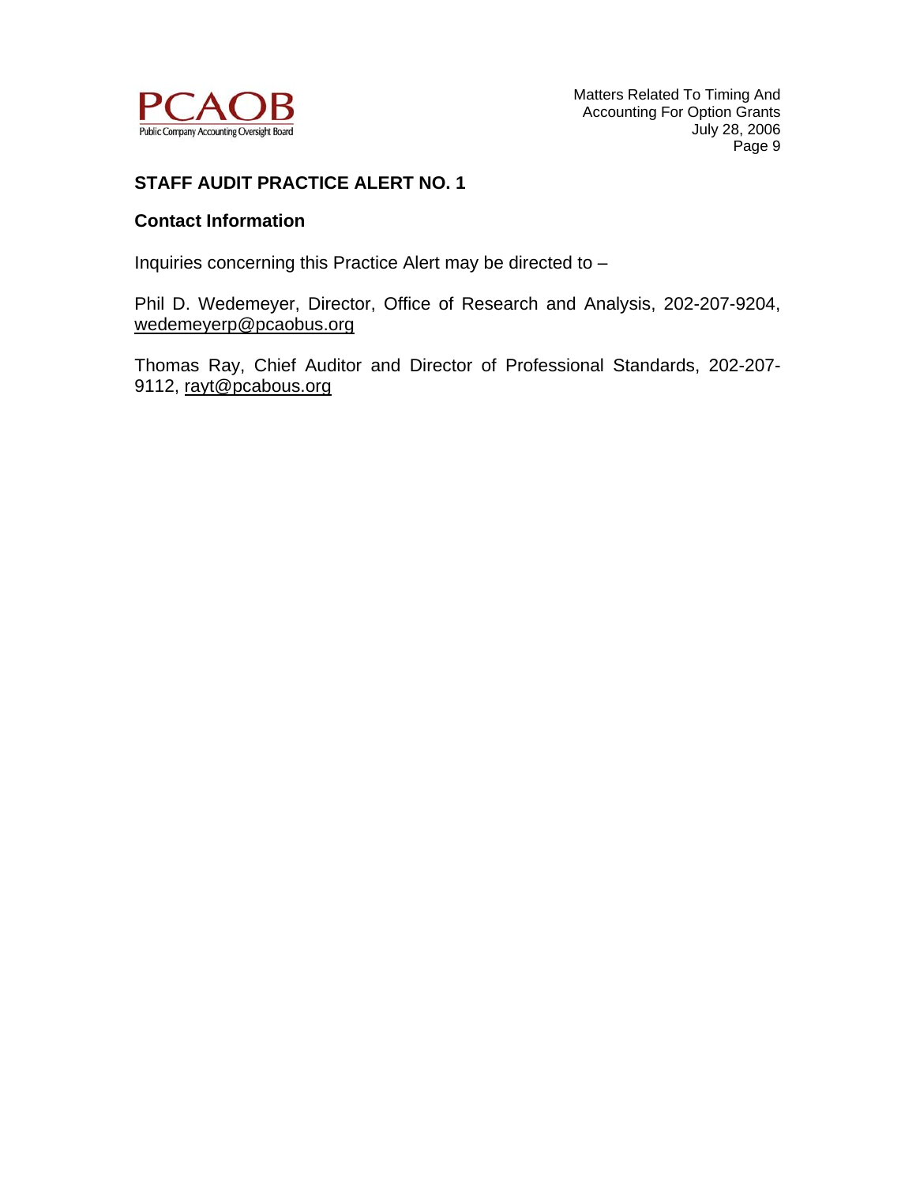## STAFF AUDIT PRACTICE ALERT NO. 1

### Contact Information

Inquiries concerning this Practice Alert may be directed to –

Phil D. Wedemeyer, Director, Office of Research and Analysis, 202-207-9204, wedemeyerp@pcaobus.org

Thomas Ray, Chief Auditor and Director of Professional Standards, 202-207-9112, rayt@pcabous.org